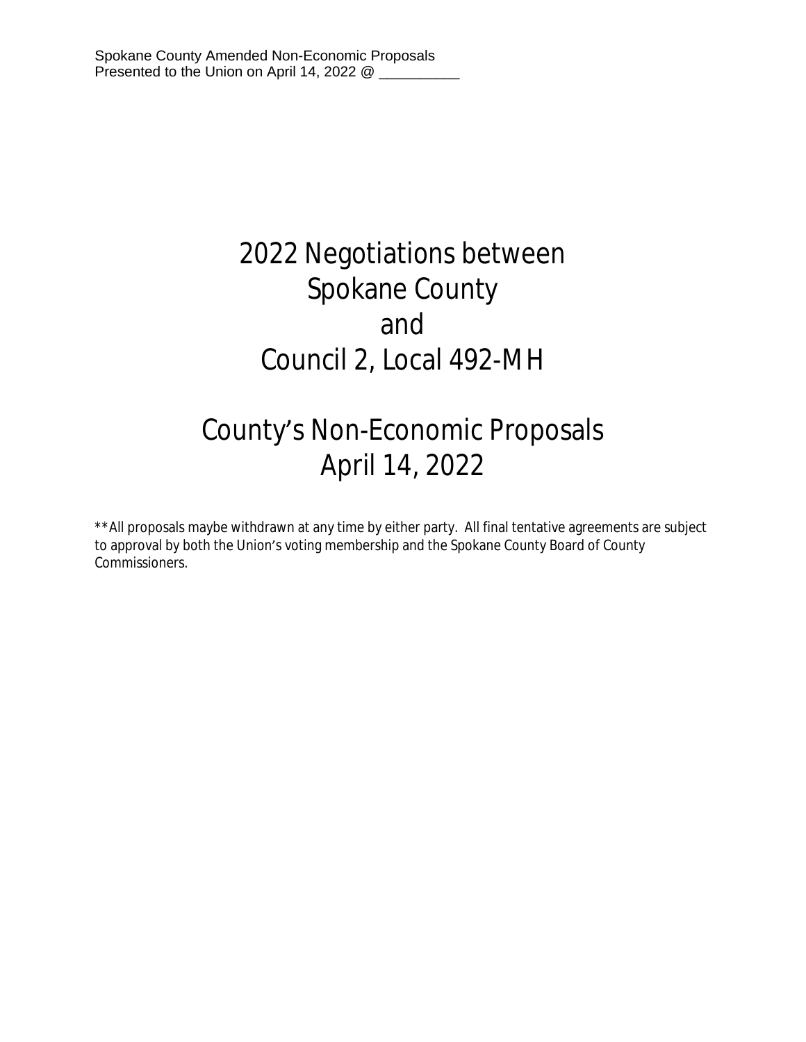# 2022 Negotiations between Spokane County and Council 2, Local 492-MH

# County's Non-Economic Proposals April 14, 2022

**All proposals maybe withdrawn at any time by either party. All final tentative agreements are subject to approval by both the Union's voting membership and the Spokane County Board of County Commissioners.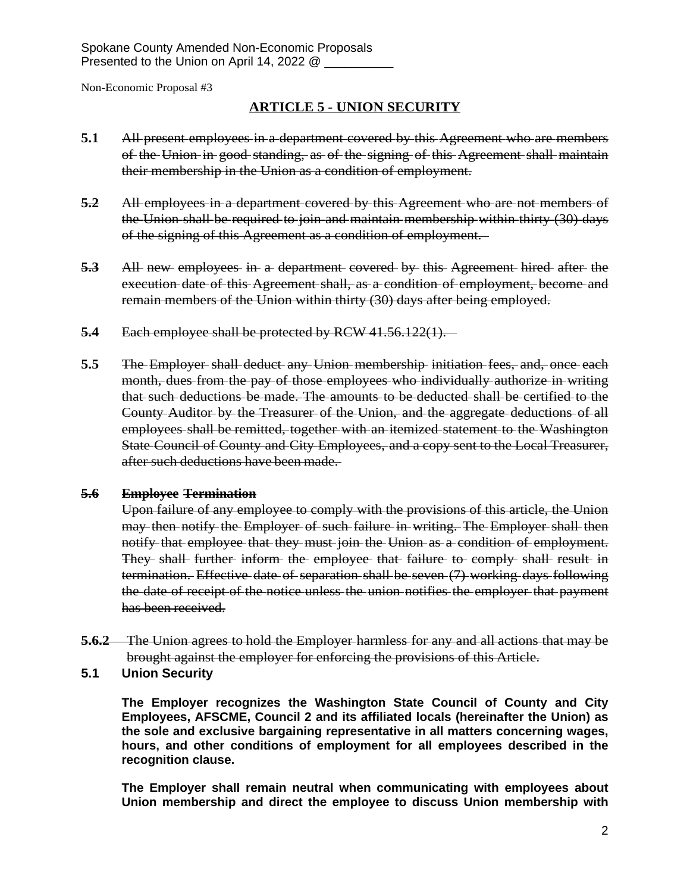Spokane County Amended Non-Economic Proposals
Presented to the Union on April 14, 2022 @ __________

Non-Economic Proposal #3

## ARTICLE 5 - UNION SECURITY

**5.1** ~~All present employees in a department covered by this Agreement who are members of the Union in good standing, as of the signing of this Agreement shall maintain their membership in the Union as a condition of employment.~~

~~**5.2**~~ ~~All employees in a department covered by this Agreement who are not members of the Union shall be required to join and maintain membership within thirty (30) days of the signing of this Agreement as a condition of employment.~~

~~**5.3**~~ ~~All new employees in a department covered by this Agreement hired after the execution date of this Agreement shall, as a condition of employment, become and remain members of the Union within thirty (30) days after being employed.~~

~~**5.4**~~ ~~Each employee shall be protected by RCW 41.56.122(1).~~

**5.5** ~~The Employer shall deduct any Union membership initiation fees, and, once each month, dues from the pay of those employees who individually authorize in writing that such deductions be made. The amounts to be deducted shall be certified to the County Auditor by the Treasurer of the Union, and the aggregate deductions of all employees shall be remitted, together with an itemized statement to the Washington State Council of County and City Employees, and a copy sent to the Local Treasurer, after such deductions have been made.~~

~~**5.6**~~ **Employee** ~~**Termination**~~

~~Upon failure of any employee to comply with the provisions of this article, the Union may then notify the Employer of such failure in writing. The Employer shall then notify that employee that they must join the Union as a condition of employment. They shall further inform the employee that failure to comply shall result in termination. Effective date of separation shall be seven (7) working days following the date of receipt of the notice unless the union notifies the employer that payment has been received.~~

~~**5.6.2**~~ ~~The Union agrees to hold the Employer harmless for any and all actions that may be brought against the employer for enforcing the provisions of this Article.~~

**5.1 Union Security**

**The Employer recognizes the Washington State Council of County and City Employees, AFSCME, Council 2 and its affiliated locals (hereinafter the Union) as the sole and exclusive bargaining representative in all matters concerning wages, hours, and other conditions of employment for all employees described in the recognition clause.**

**The Employer shall remain neutral when communicating with employees about Union membership and direct the employee to discuss Union membership with**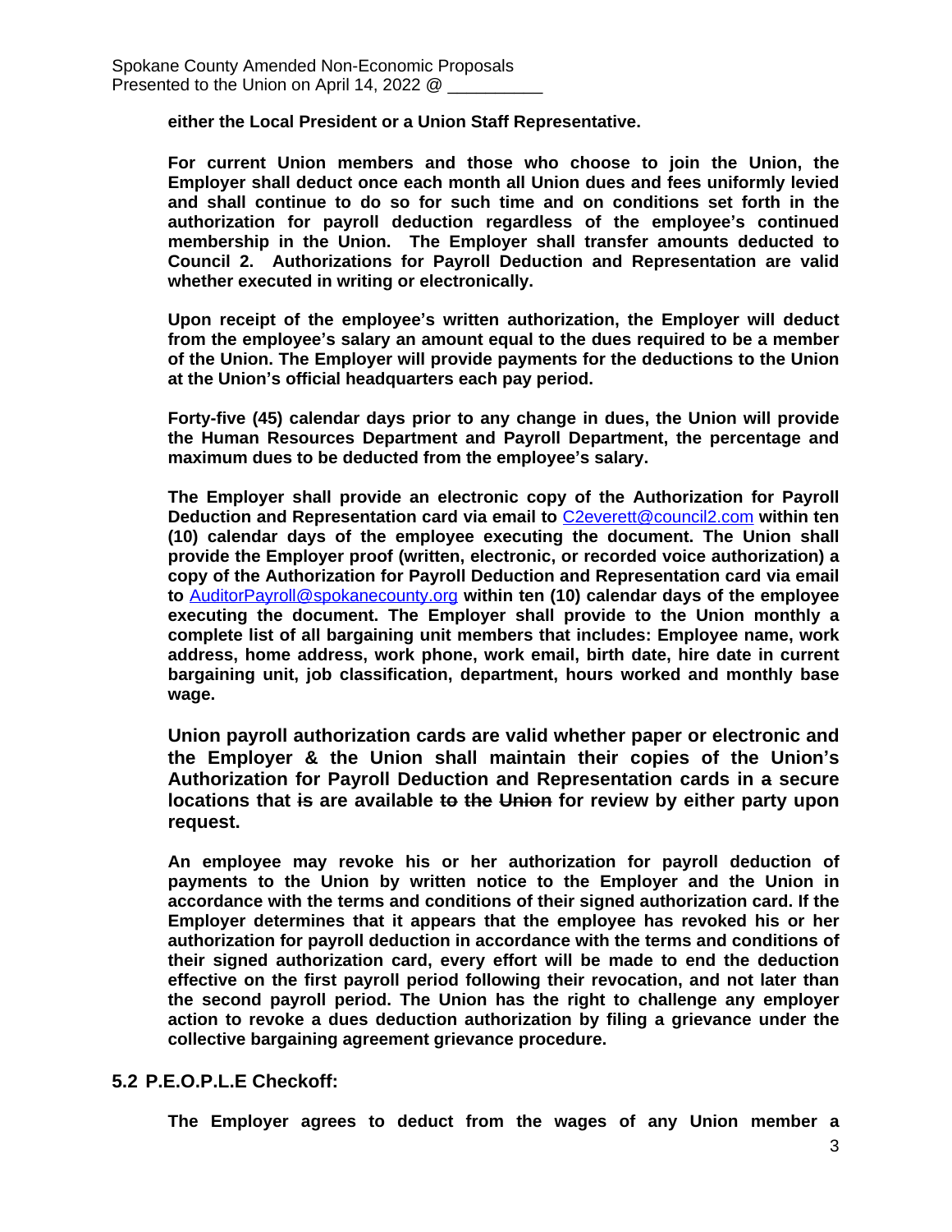**either the Local President or a Union Staff Representative.**

**For current Union members and those who choose to join the Union, the Employer shall deduct once each month all Union dues and fees uniformly levied and shall continue to do so for such time and on conditions set forth in the authorization for payroll deduction regardless of the employee's continued membership in the Union. The Employer shall transfer amounts deducted to Council 2. Authorizations for Payroll Deduction and Representation are valid whether executed in writing or electronically.**

**Upon receipt of the employee's written authorization, the Employer will deduct from the employee's salary an amount equal to the dues required to be a member of the Union. The Employer will provide payments for the deductions to the Union at the Union's official headquarters each pay period.**

**Forty-five (45) calendar days prior to any change in dues, the Union will provide the Human Resources Department and Payroll Department, the percentage and maximum dues to be deducted from the employee's salary.**

**The Employer shall provide an electronic copy of the Authorization for Payroll Deduction and Representation card via email to** C2everett@council2.com **within ten (10) calendar days of the employee executing the document. The Union shall provide the Employer proof (written, electronic, or recorded voice authorization) a copy of the Authorization for Payroll Deduction and Representation card via email to** AuditorPayroll@spokanecounty.org **within ten (10) calendar days of the employee executing the document. The Employer shall provide to the Union monthly a complete list of all bargaining unit members that includes: Employee name, work address, home address, work phone, work email, birth date, hire date in current bargaining unit, job classification, department, hours worked and monthly base wage.**

**Union payroll authorization cards are valid whether paper or electronic and the Employer & the Union shall maintain their copies of the Union's Authorization for Payroll Deduction and Representation cards in a secure locations that ~~is~~ are available ~~to the Union~~ for review by either party upon request.**

**An employee may revoke his or her authorization for payroll deduction of payments to the Union by written notice to the Employer and the Union in accordance with the terms and conditions of their signed authorization card. If the Employer determines that it appears that the employee has revoked his or her authorization for payroll deduction in accordance with the terms and conditions of their signed authorization card, every effort will be made to end the deduction effective on the first payroll period following their revocation, and not later than the second payroll period. The Union has the right to challenge any employer action to revoke a dues deduction authorization by filing a grievance under the collective bargaining agreement grievance procedure.**

## 5.2 P.E.O.P.L.E Checkoff:

**The Employer agrees to deduct from the wages of any Union member a**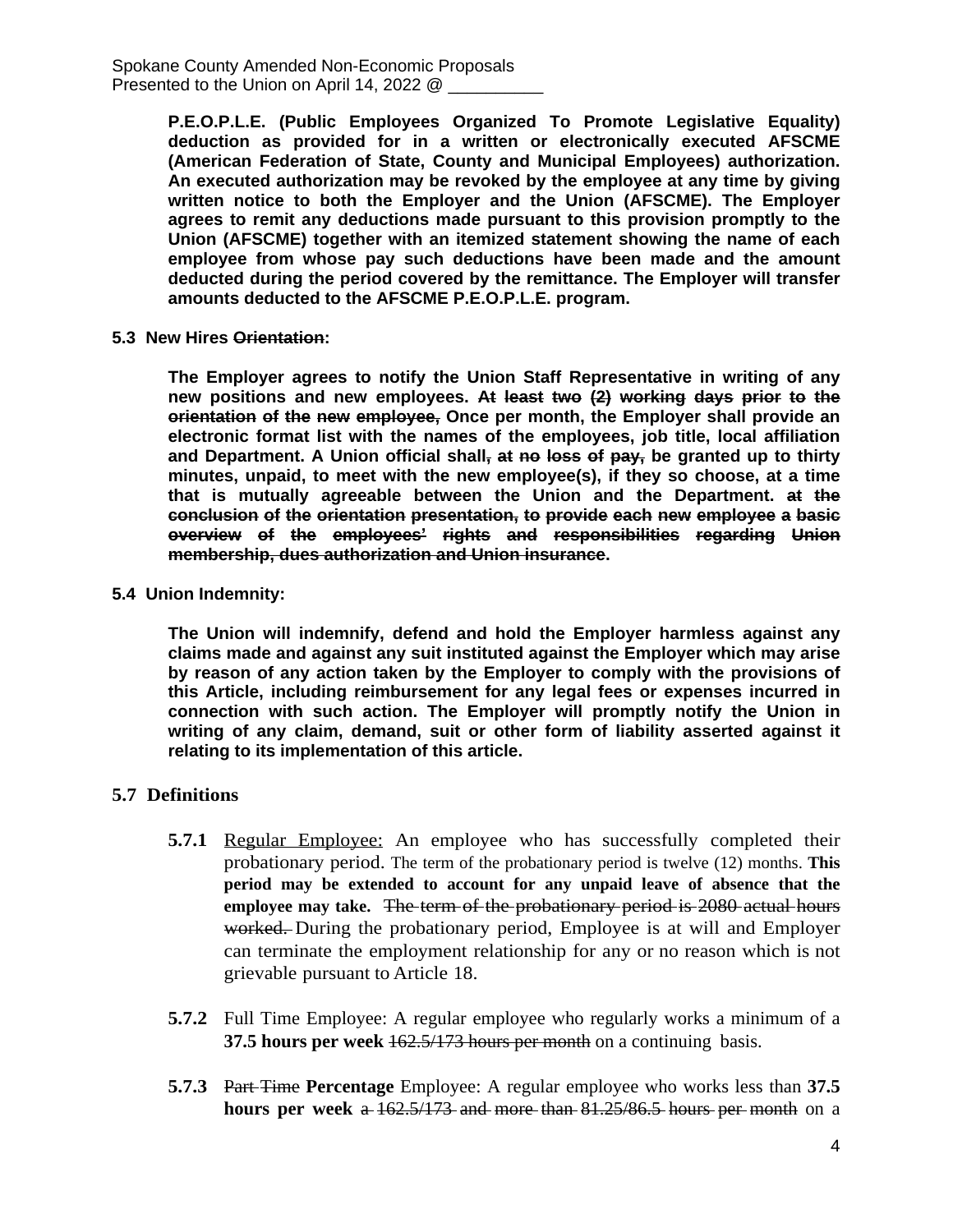**P.E.O.P.L.E. (Public Employees Organized To Promote Legislative Equality) deduction as provided for in a written or electronically executed AFSCME (American Federation of State, County and Municipal Employees) authorization. An executed authorization may be revoked by the employee at any time by giving written notice to both the Employer and the Union (AFSCME). The Employer agrees to remit any deductions made pursuant to this provision promptly to the Union (AFSCME) together with an itemized statement showing the name of each employee from whose pay such deductions have been made and the amount deducted during the period covered by the remittance. The Employer will transfer amounts deducted to the AFSCME P.E.O.P.L.E. program.**

**5.3 New Hires ~~Orientation~~:**

**The Employer agrees to notify the Union Staff Representative in writing of any new positions and new employees. ~~At least two (2) working days prior to the orientation of the new employee,~~ Once per month, the Employer shall provide an electronic format list with the names of the employees, job title, local affiliation and Department. A Union official shall~~, at no loss of pay,~~ be granted up to thirty minutes, unpaid, to meet with the new employee(s), if they so choose, at a time that is mutually agreeable between the Union and the Department. ~~at the conclusion of the orientation presentation, to provide each new employee a basic overview of the employees' rights and responsibilities regarding Union membership, dues authorization and Union insurance~~.**

**5.4 Union Indemnity:**

**The Union will indemnify, defend and hold the Employer harmless against any claims made and against any suit instituted against the Employer which may arise by reason of any action taken by the Employer to comply with the provisions of this Article, including reimbursement for any legal fees or expenses incurred in connection with such action. The Employer will promptly notify the Union in writing of any claim, demand, suit or other form of liability asserted against it relating to its implementation of this article.**

**5.7 Definitions**

**5.7.1** Regular Employee: An employee who has successfully completed their probationary period. The term of the probationary period is twelve (12) months. **This period may be extended to account for any unpaid leave of absence that the employee may take.** ~~The term of the probationary period is 2080 actual hours worked.~~ During the probationary period, Employee is at will and Employer can terminate the employment relationship for any or no reason which is not grievable pursuant to Article 18.

**5.7.2** Full Time Employee: A regular employee who regularly works a minimum of a **37.5 hours per week** ~~162.5/173 hours per month~~ on a continuing basis.

**5.7.3** ~~Part Time~~ **Percentage** Employee: A regular employee who works less than **37.5 hours per week** ~~a 162.5/173 and more than 81.25/86.5 hours per month~~ on a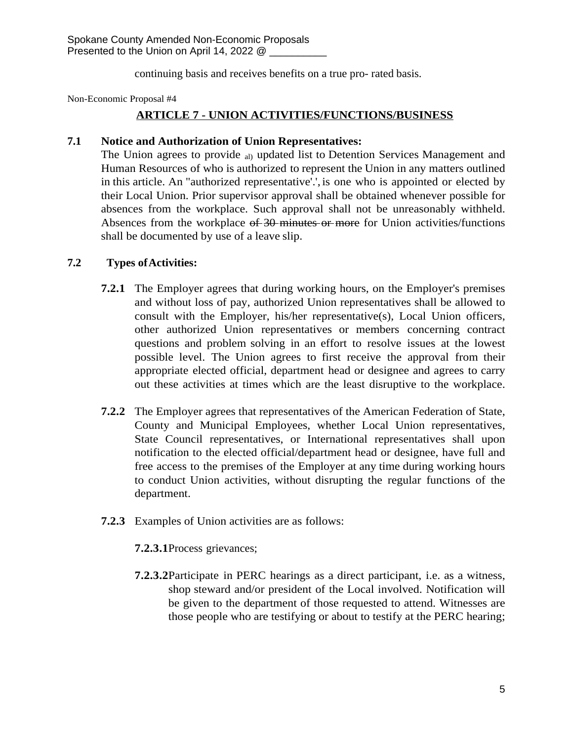continuing basis and receives benefits on a true pro- rated basis.

Non-Economic Proposal #4

## ARTICLE 7 - UNION ACTIVITIES/FUNCTIONS/BUSINESS

**7.1 Notice and Authorization of Union Representatives:**
The Union agrees to provide al) updated list to Detention Services Management and Human Resources of who is authorized to represent the Union in any matters outlined in this article. An "authorized representative'.', is one who is appointed or elected by their Local Union. Prior supervisor approval shall be obtained whenever possible for absences from the workplace. Such approval shall not be unreasonably withheld. Absences from the workplace ~~of 30 minutes or more~~ for Union activities/functions shall be documented by use of a leave slip.

**7.2 Types of Activities:**

**7.2.1** The Employer agrees that during working hours, on the Employer's premises and without loss of pay, authorized Union representatives shall be allowed to consult with the Employer, his/her representative(s), Local Union officers, other authorized Union representatives or members concerning contract questions and problem solving in an effort to resolve issues at the lowest possible level. The Union agrees to first receive the approval from their appropriate elected official, department head or designee and agrees to carry out these activities at times which are the least disruptive to the workplace.

**7.2.2** The Employer agrees that representatives of the American Federation of State, County and Municipal Employees, whether Local Union representatives, State Council representatives, or International representatives shall upon notification to the elected official/department head or designee, have full and free access to the premises of the Employer at any time during working hours to conduct Union activities, without disrupting the regular functions of the department.

**7.2.3** Examples of Union activities are as follows:

**7.2.3.1** Process grievances;

**7.2.3.2** Participate in PERC hearings as a direct participant, i.e. as a witness, shop steward and/or president of the Local involved. Notification will be given to the department of those requested to attend. Witnesses are those people who are testifying or about to testify at the PERC hearing;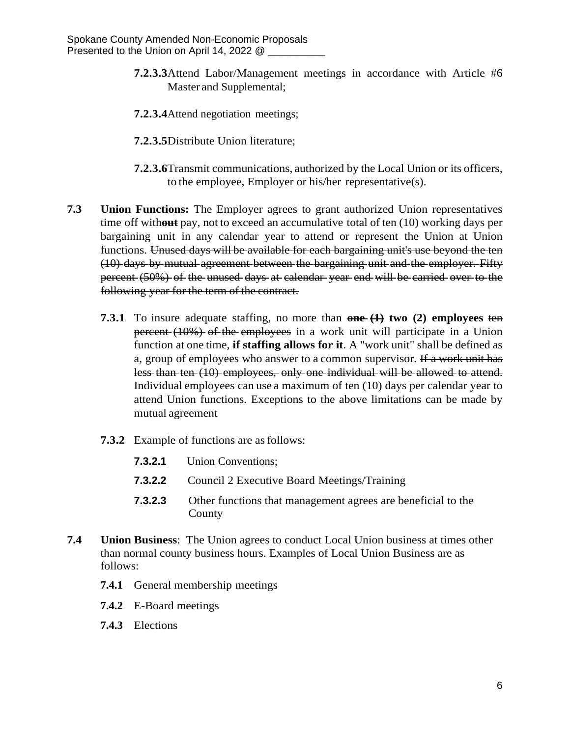**7.2.3.3** Attend Labor/Management meetings in accordance with Article #6 Master and Supplemental;

**7.2.3.4** Attend negotiation meetings;

**7.2.3.5** Distribute Union literature;

**7.2.3.6** Transmit communications, authorized by the Local Union or its officers, to the employee, Employer or his/her representative(s).

~~**7.3**~~ **Union Functions:** The Employer agrees to grant authorized Union representatives time off with~~**out**~~ pay, not to exceed an accumulative total of ten (10) working days per bargaining unit in any calendar year to attend or represent the Union at Union functions. ~~Unused days will be available for each bargaining unit's use beyond the ten (10) days by mutual agreement between the bargaining unit and the employer. Fifty percent (50%) of the unused days at calendar year end will be carried over to the following year for the term of the contract.~~

**7.3.1** To insure adequate staffing, no more than ~~**one (1)**~~ **two (2) employees** ~~ten percent (10%) of the employees~~ in a work unit will participate in a Union function at one time, **if staffing allows for it**. A "work unit" shall be defined as a, group of employees who answer to a common supervisor. ~~If a work unit has less than ten (10) employees, only one individual will be allowed to attend.~~ Individual employees can use a maximum of ten (10) days per calendar year to attend Union functions. Exceptions to the above limitations can be made by mutual agreement

**7.3.2** Example of functions are as follows:

**7.3.2.1** Union Conventions;

**7.3.2.2** Council 2 Executive Board Meetings/Training

**7.3.2.3** Other functions that management agrees are beneficial to the County

**7.4 Union Business**: The Union agrees to conduct Local Union business at times other than normal county business hours. Examples of Local Union Business are as follows:

**7.4.1** General membership meetings

**7.4.2** E-Board meetings

**7.4.3** Elections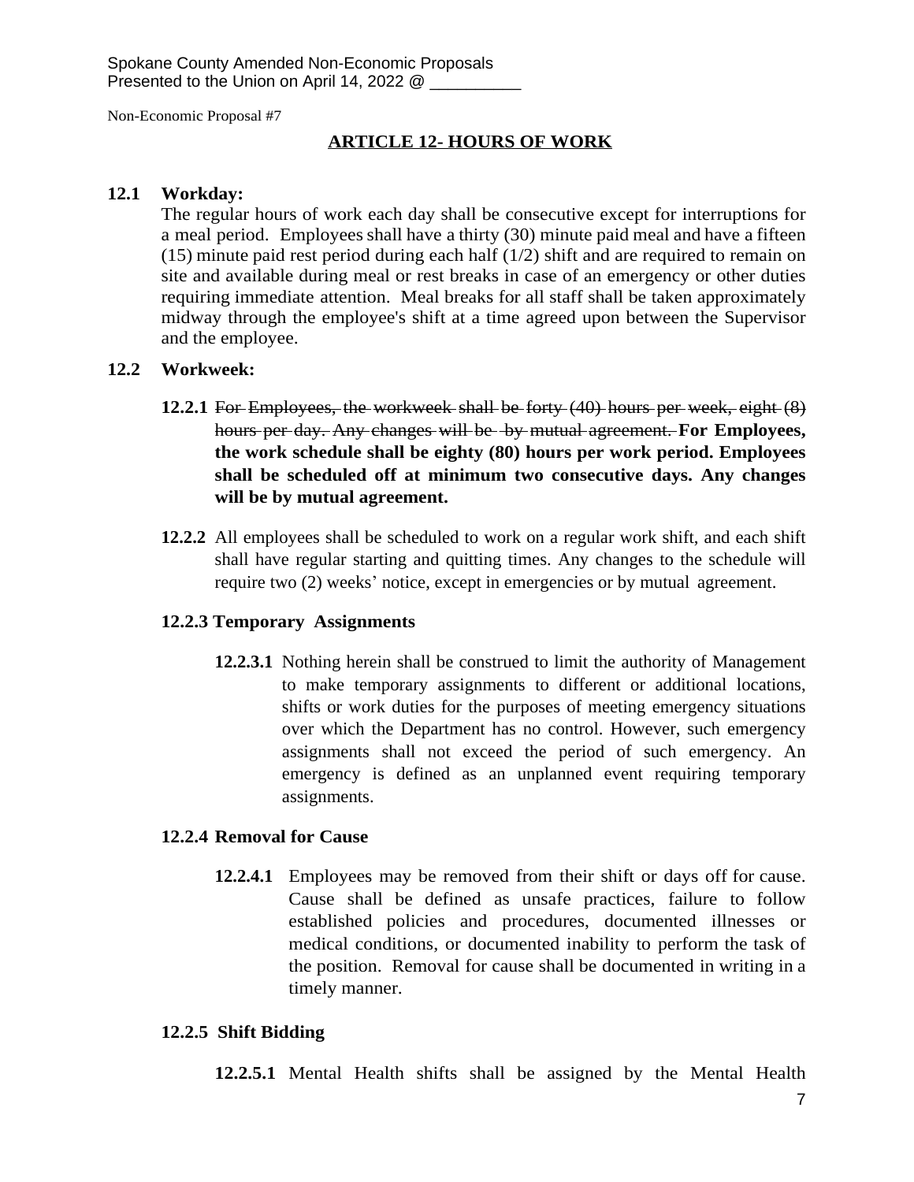Spokane County Amended Non-Economic Proposals
Presented to the Union on April 14, 2022 @ __________

Non-Economic Proposal #7

## ARTICLE 12- HOURS OF WORK

**12.1 Workday:**

The regular hours of work each day shall be consecutive except for interruptions for a meal period. Employees shall have a thirty (30) minute paid meal and have a fifteen (15) minute paid rest period during each half (1/2) shift and are required to remain on site and available during meal or rest breaks in case of an emergency or other duties requiring immediate attention. Meal breaks for all staff shall be taken approximately midway through the employee's shift at a time agreed upon between the Supervisor and the employee.

**12.2 Workweek:**

**12.2.1** ~~For Employees, the workweek shall be forty (40) hours per week, eight (8) hours per day. Any changes will be by mutual agreement.~~ **For Employees, the work schedule shall be eighty (80) hours per work period. Employees shall be scheduled off at minimum two consecutive days. Any changes will be by mutual agreement.**

**12.2.2** All employees shall be scheduled to work on a regular work shift, and each shift shall have regular starting and quitting times. Any changes to the schedule will require two (2) weeks' notice, except in emergencies or by mutual agreement.

**12.2.3 Temporary Assignments**

**12.2.3.1** Nothing herein shall be construed to limit the authority of Management to make temporary assignments to different or additional locations, shifts or work duties for the purposes of meeting emergency situations over which the Department has no control. However, such emergency assignments shall not exceed the period of such emergency. An emergency is defined as an unplanned event requiring temporary assignments.

**12.2.4 Removal for Cause**

**12.2.4.1** Employees may be removed from their shift or days off for cause. Cause shall be defined as unsafe practices, failure to follow established policies and procedures, documented illnesses or medical conditions, or documented inability to perform the task of the position. Removal for cause shall be documented in writing in a timely manner.

**12.2.5 Shift Bidding**

**12.2.5.1** Mental Health shifts shall be assigned by the Mental Health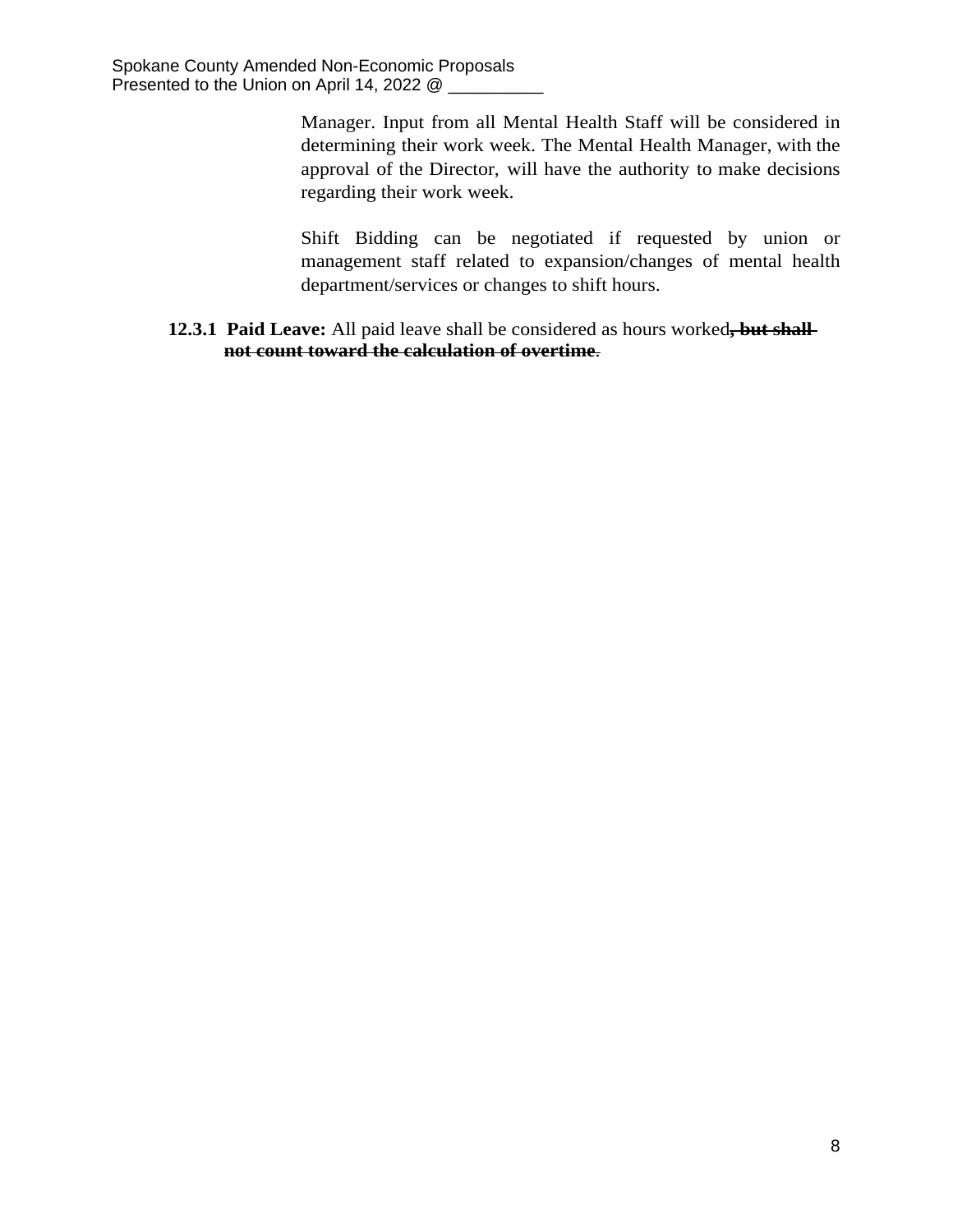Manager. Input from all Mental Health Staff will be considered in determining their work week. The Mental Health Manager, with the approval of the Director, will have the authority to make decisions regarding their work week.

Shift Bidding can be negotiated if requested by union or management staff related to expansion/changes of mental health department/services or changes to shift hours.

**12.3.1 Paid Leave:** All paid leave shall be considered as hours worked~~**, but shall not count toward the calculation of overtime**~~.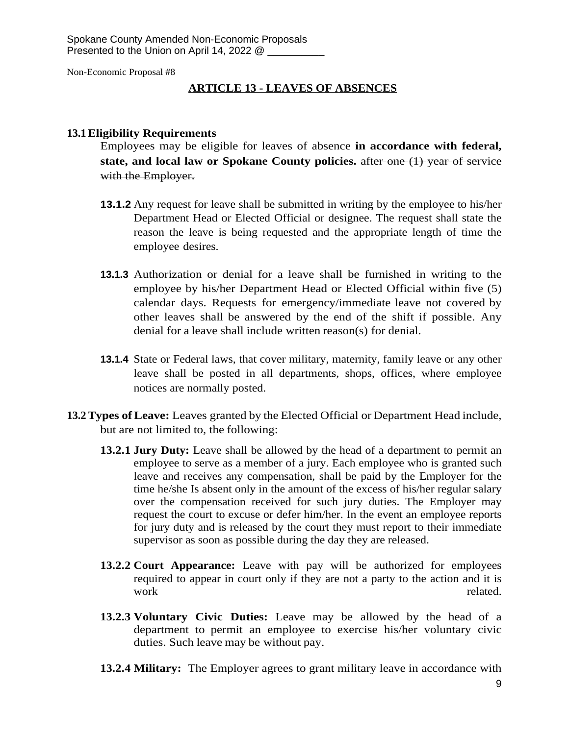Spokane County Amended Non-Economic Proposals
Presented to the Union on April 14, 2022 @ __________

Non-Economic Proposal #8

## ARTICLE 13 - LEAVES OF ABSENCES

**13.1 Eligibility Requirements**

Employees may be eligible for leaves of absence **in accordance with federal, state, and local law or Spokane County policies.** ~~after one (1) year of service with the Employer.~~

**13.1.2** Any request for leave shall be submitted in writing by the employee to his/her Department Head or Elected Official or designee. The request shall state the reason the leave is being requested and the appropriate length of time the employee desires.

**13.1.3** Authorization or denial for a leave shall be furnished in writing to the employee by his/her Department Head or Elected Official within five (5) calendar days. Requests for emergency/immediate leave not covered by other leaves shall be answered by the end of the shift if possible. Any denial for a leave shall include written reason(s) for denial.

**13.1.4** State or Federal laws, that cover military, maternity, family leave or any other leave shall be posted in all departments, shops, offices, where employee notices are normally posted.

**13.2 Types of Leave:** Leaves granted by the Elected Official or Department Head include, but are not limited to, the following:

**13.2.1 Jury Duty:** Leave shall be allowed by the head of a department to permit an employee to serve as a member of a jury. Each employee who is granted such leave and receives any compensation, shall be paid by the Employer for the time he/she Is absent only in the amount of the excess of his/her regular salary over the compensation received for such jury duties. The Employer may request the court to excuse or defer him/her. In the event an employee reports for jury duty and is released by the court they must report to their immediate supervisor as soon as possible during the day they are released.

**13.2.2 Court Appearance:** Leave with pay will be authorized for employees required to appear in court only if they are not a party to the action and it is work related.

**13.2.3 Voluntary Civic Duties:** Leave may be allowed by the head of a department to permit an employee to exercise his/her voluntary civic duties. Such leave may be without pay.

**13.2.4 Military:** The Employer agrees to grant military leave in accordance with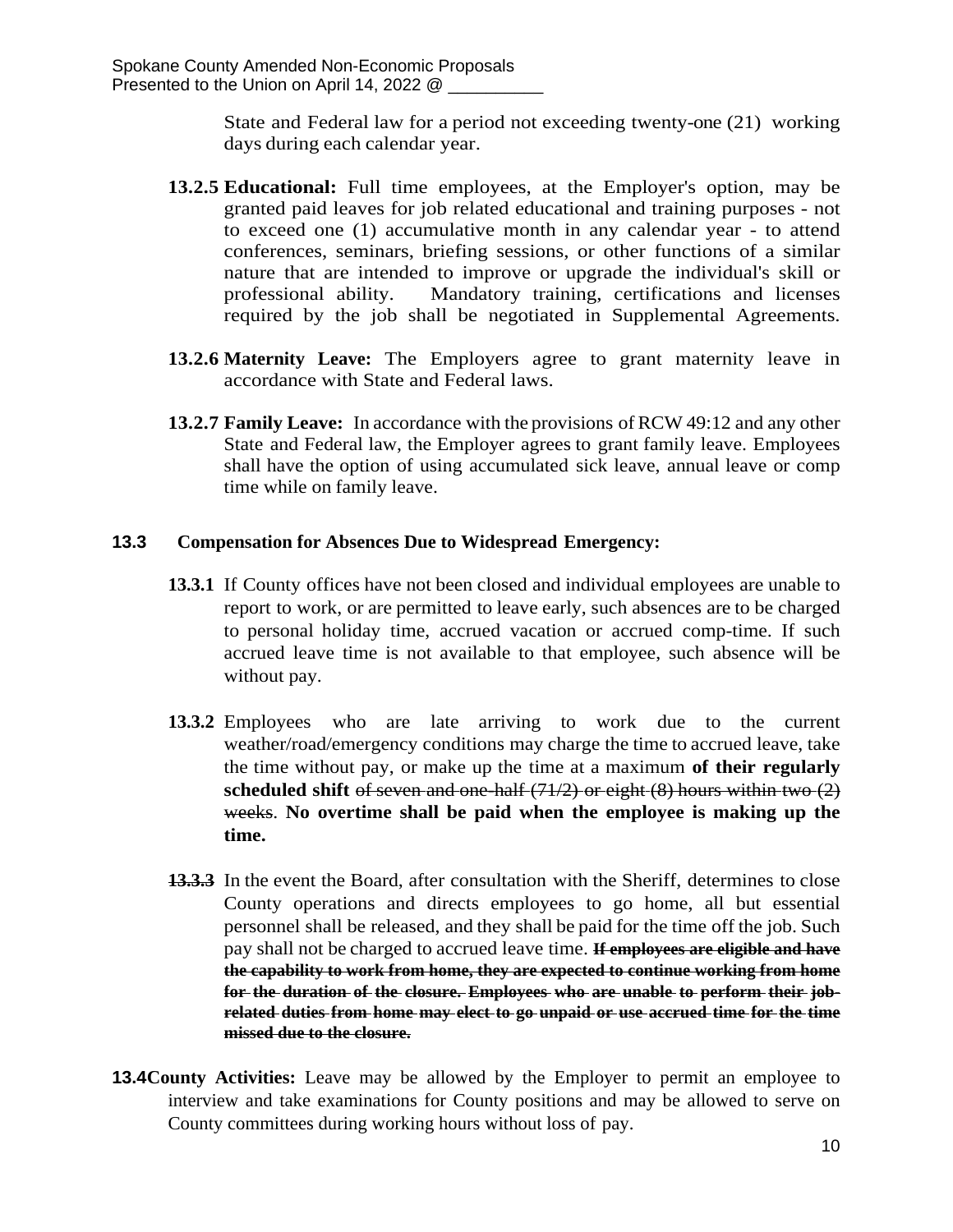State and Federal law for a period not exceeding twenty-one (21) working days during each calendar year.

**13.2.5 Educational:** Full time employees, at the Employer's option, may be granted paid leaves for job related educational and training purposes - not to exceed one (1) accumulative month in any calendar year - to attend conferences, seminars, briefing sessions, or other functions of a similar nature that are intended to improve or upgrade the individual's skill or professional ability. Mandatory training, certifications and licenses required by the job shall be negotiated in Supplemental Agreements.

**13.2.6 Maternity Leave:** The Employers agree to grant maternity leave in accordance with State and Federal laws.

**13.2.7 Family Leave:** In accordance with the provisions of RCW 49:12 and any other State and Federal law, the Employer agrees to grant family leave. Employees shall have the option of using accumulated sick leave, annual leave or comp time while on family leave.

**13.3 Compensation for Absences Due to Widespread Emergency:**

**13.3.1** If County offices have not been closed and individual employees are unable to report to work, or are permitted to leave early, such absences are to be charged to personal holiday time, accrued vacation or accrued comp-time. If such accrued leave time is not available to that employee, such absence will be without pay.

**13.3.2** Employees who are late arriving to work due to the current weather/road/emergency conditions may charge the time to accrued leave, take the time without pay, or make up the time at a maximum **of their regularly scheduled shift** ~~of seven and one-half (71/2) or eight (8) hours within two (2) weeks~~. **No overtime shall be paid when the employee is making up the time.**

~~**13.3.3**~~ In the event the Board, after consultation with the Sheriff, determines to close County operations and directs employees to go home, all but essential personnel shall be released, and they shall be paid for the time off the job. Such pay shall not be charged to accrued leave time. ~~**If employees are eligible and have the capability to work from home, they are expected to continue working from home for the duration of the closure. Employees who are unable to perform their job-related duties from home may elect to go unpaid or use accrued time for the time missed due to the closure.**~~

**13.4 County Activities:** Leave may be allowed by the Employer to permit an employee to interview and take examinations for County positions and may be allowed to serve on County committees during working hours without loss of pay.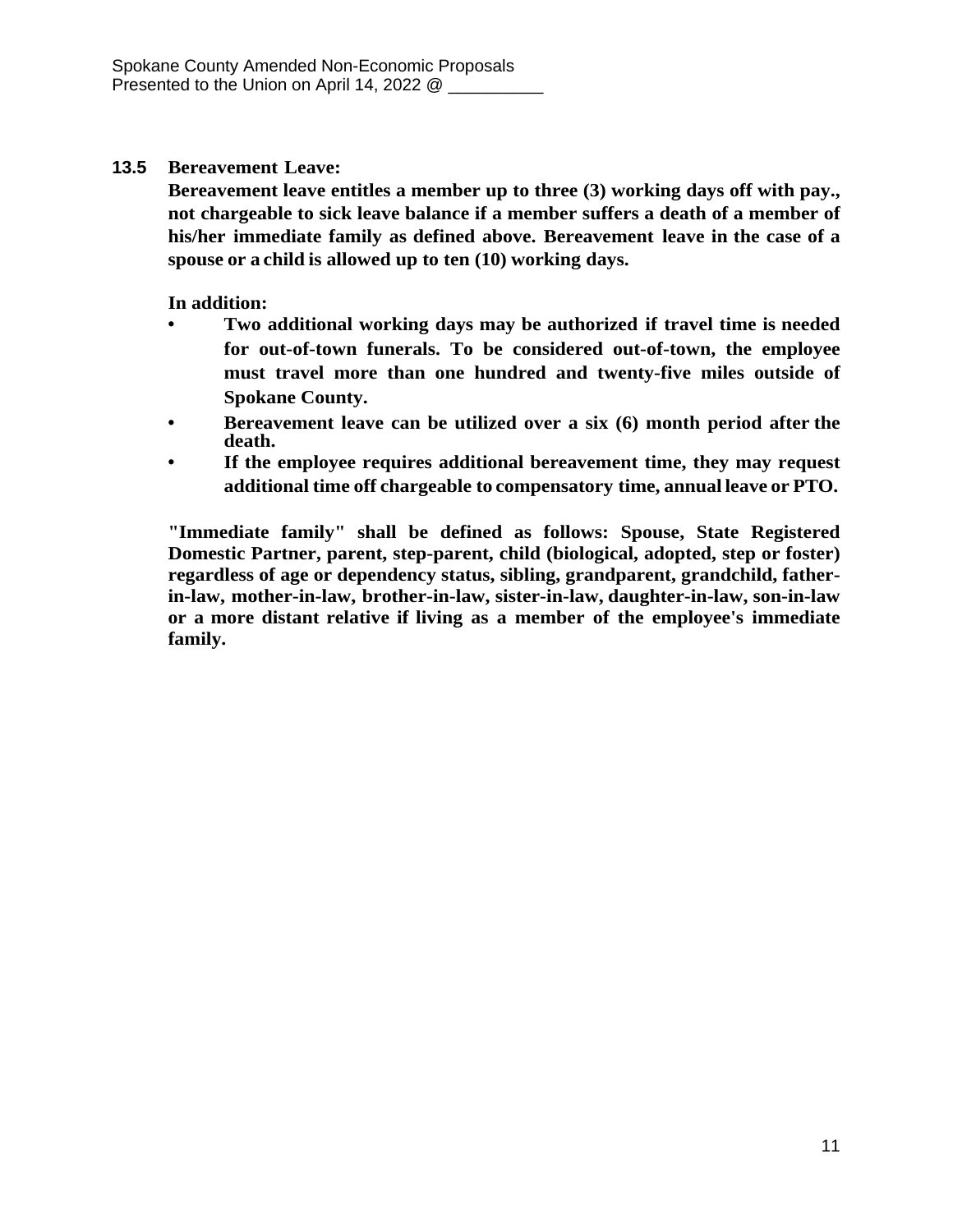**13.5 Bereavement Leave:**

**Bereavement leave entitles a member up to three (3) working days off with pay., not chargeable to sick leave balance if a member suffers a death of a member of his/her immediate family as defined above. Bereavement leave in the case of a spouse or a child is allowed up to ten (10) working days.**

**In addition:**

- **Two additional working days may be authorized if travel time is needed for out-of-town funerals. To be considered out-of-town, the employee must travel more than one hundred and twenty-five miles outside of Spokane County.**
- **Bereavement leave can be utilized over a six (6) month period after the death.**
- **If the employee requires additional bereavement time, they may request additional time off chargeable to compensatory time, annual leave or PTO.**

**"Immediate family" shall be defined as follows: Spouse, State Registered Domestic Partner, parent, step-parent, child (biological, adopted, step or foster) regardless of age or dependency status, sibling, grandparent, grandchild, father-in-law, mother-in-law, brother-in-law, sister-in-law, daughter-in-law, son-in-law or a more distant relative if living as a member of the employee's immediate family.**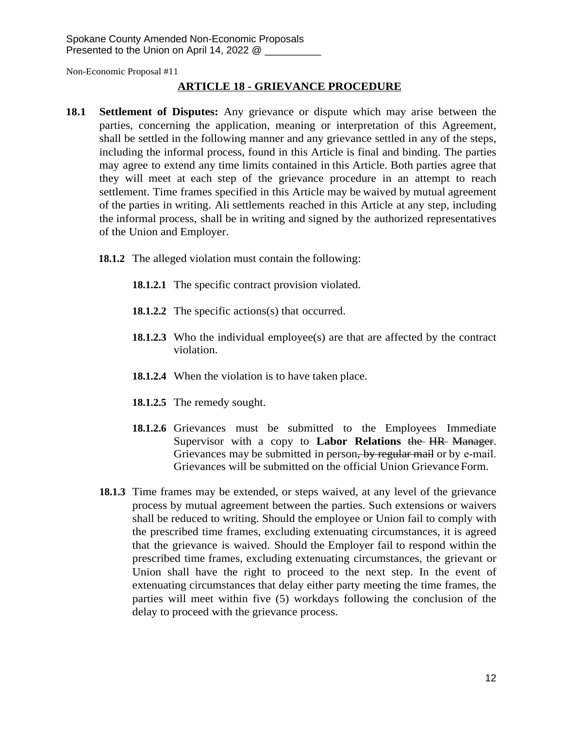Spokane County Amended Non-Economic Proposals
Presented to the Union on April 14, 2022 @ __________

Non-Economic Proposal #11

## ARTICLE 18 - GRIEVANCE PROCEDURE

**18.1 Settlement of Disputes:** Any grievance or dispute which may arise between the parties, concerning the application, meaning or interpretation of this Agreement, shall be settled in the following manner and any grievance settled in any of the steps, including the informal process, found in this Article is final and binding. The parties may agree to extend any time limits contained in this Article. Both parties agree that they will meet at each step of the grievance procedure in an attempt to reach settlement. Time frames specified in this Article may be waived by mutual agreement of the parties in writing. Ali settlements reached in this Article at any step, including the informal process, shall be in writing and signed by the authorized representatives of the Union and Employer.

**18.1.2** The alleged violation must contain the following:

**18.1.2.1** The specific contract provision violated.

**18.1.2.2** The specific actions(s) that occurred.

**18.1.2.3** Who the individual employee(s) are that are affected by the contract violation.

**18.1.2.4** When the violation is to have taken place.

**18.1.2.5** The remedy sought.

**18.1.2.6** Grievances must be submitted to the Employees Immediate Supervisor with a copy to **Labor Relations** ~~the HR Manager~~. Grievances may be submitted in person~~, by regular mail~~ or by e-mail. Grievances will be submitted on the official Union Grievance Form.

**18.1.3** Time frames may be extended, or steps waived, at any level of the grievance process by mutual agreement between the parties. Such extensions or waivers shall be reduced to writing. Should the employee or Union fail to comply with the prescribed time frames, excluding extenuating circumstances, it is agreed that the grievance is waived. Should the Employer fail to respond within the prescribed time frames, excluding extenuating circumstances, the grievant or Union shall have the right to proceed to the next step. In the event of extenuating circumstances that delay either party meeting the time frames, the parties will meet within five (5) workdays following the conclusion of the delay to proceed with the grievance process.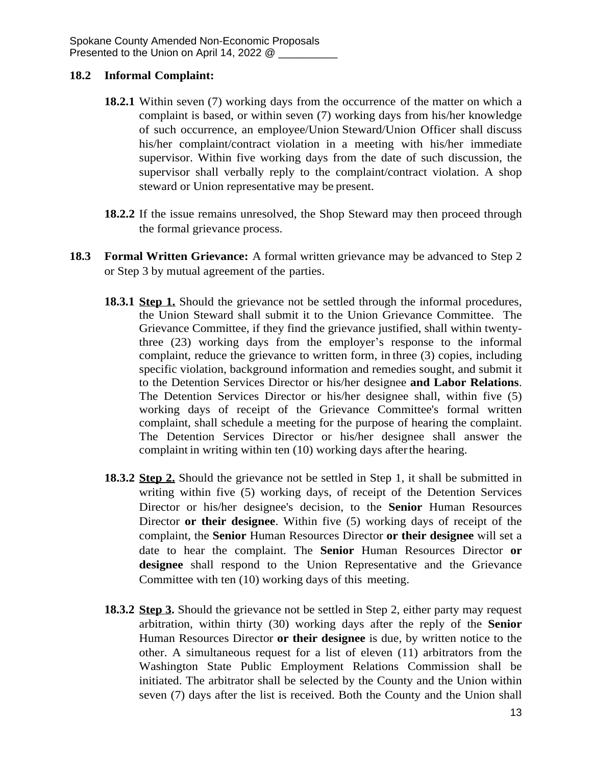### 18.2 Informal Complaint:

**18.2.1** Within seven (7) working days from the occurrence of the matter on which a complaint is based, or within seven (7) working days from his/her knowledge of such occurrence, an employee/Union Steward/Union Officer shall discuss his/her complaint/contract violation in a meeting with his/her immediate supervisor. Within five working days from the date of such discussion, the supervisor shall verbally reply to the complaint/contract violation. A shop steward or Union representative may be present.

**18.2.2** If the issue remains unresolved, the Shop Steward may then proceed through the formal grievance process.

### 18.3 Formal Written Grievance: A formal written grievance may be advanced to Step 2 or Step 3 by mutual agreement of the parties.

**18.3.1** **<u>Step 1.</u>** Should the grievance not be settled through the informal procedures, the Union Steward shall submit it to the Union Grievance Committee. The Grievance Committee, if they find the grievance justified, shall within twenty-three (23) working days from the employer's response to the informal complaint, reduce the grievance to written form, in three (3) copies, including specific violation, background information and remedies sought, and submit it to the Detention Services Director or his/her designee **and Labor Relations**. The Detention Services Director or his/her designee shall, within five (5) working days of receipt of the Grievance Committee's formal written complaint, shall schedule a meeting for the purpose of hearing the complaint. The Detention Services Director or his/her designee shall answer the complaint in writing within ten (10) working days after the hearing.

**18.3.2** **<u>Step 2.</u>** Should the grievance not be settled in Step 1, it shall be submitted in writing within five (5) working days, of receipt of the Detention Services Director or his/her designee's decision, to the **Senior** Human Resources Director **or their designee**. Within five (5) working days of receipt of the complaint, the **Senior** Human Resources Director **or their designee** will set a date to hear the complaint. The **Senior** Human Resources Director **or designee** shall respond to the Union Representative and the Grievance Committee with ten (10) working days of this meeting.

**18.3.2** **<u>Step 3.</u>** Should the grievance not be settled in Step 2, either party may request arbitration, within thirty (30) working days after the reply of the **Senior** Human Resources Director **or their designee** is due, by written notice to the other. A simultaneous request for a list of eleven (11) arbitrators from the Washington State Public Employment Relations Commission shall be initiated. The arbitrator shall be selected by the County and the Union within seven (7) days after the list is received. Both the County and the Union shall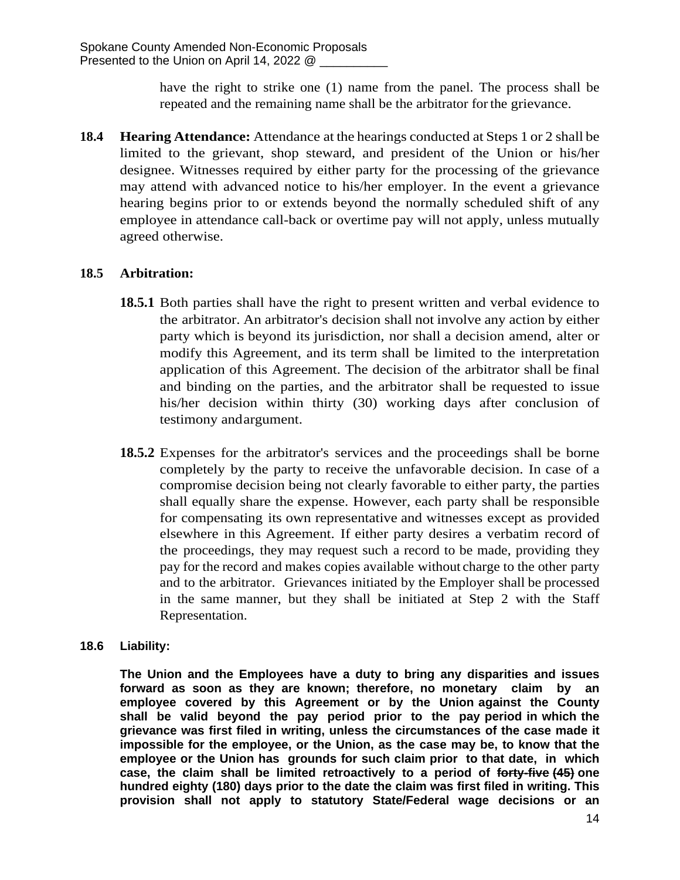have the right to strike one (1) name from the panel. The process shall be repeated and the remaining name shall be the arbitrator for the grievance.

**18.4 Hearing Attendance:** Attendance at the hearings conducted at Steps 1 or 2 shall be limited to the grievant, shop steward, and president of the Union or his/her designee. Witnesses required by either party for the processing of the grievance may attend with advanced notice to his/her employer. In the event a grievance hearing begins prior to or extends beyond the normally scheduled shift of any employee in attendance call-back or overtime pay will not apply, unless mutually agreed otherwise.

**18.5 Arbitration:**

**18.5.1** Both parties shall have the right to present written and verbal evidence to the arbitrator. An arbitrator's decision shall not involve any action by either party which is beyond its jurisdiction, nor shall a decision amend, alter or modify this Agreement, and its term shall be limited to the interpretation application of this Agreement. The decision of the arbitrator shall be final and binding on the parties, and the arbitrator shall be requested to issue his/her decision within thirty (30) working days after conclusion of testimony and argument.

**18.5.2** Expenses for the arbitrator's services and the proceedings shall be borne completely by the party to receive the unfavorable decision. In case of a compromise decision being not clearly favorable to either party, the parties shall equally share the expense. However, each party shall be responsible for compensating its own representative and witnesses except as provided elsewhere in this Agreement. If either party desires a verbatim record of the proceedings, they may request such a record to be made, providing they pay for the record and makes copies available without charge to the other party and to the arbitrator. Grievances initiated by the Employer shall be processed in the same manner, but they shall be initiated at Step 2 with the Staff Representation.

**18.6 Liability:**

**The Union and the Employees have a duty to bring any disparities and issues forward as soon as they are known; therefore, no monetary claim by an employee covered by this Agreement or by the Union against the County shall be valid beyond the pay period prior to the pay period in which the grievance was first filed in writing, unless the circumstances of the case made it impossible for the employee, or the Union, as the case may be, to know that the employee or the Union has grounds for such claim prior to that date, in which case, the claim shall be limited retroactively to a period of ~~forty-five (45)~~ one hundred eighty (180) days prior to the date the claim was first filed in writing. This provision shall not apply to statutory State/Federal wage decisions or an**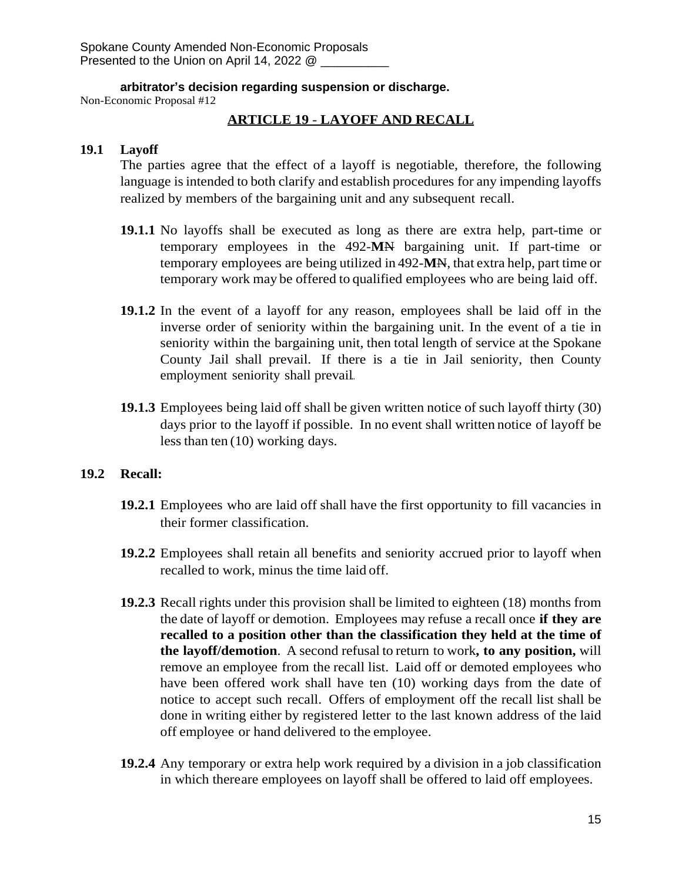**arbitrator's decision regarding suspension or discharge.**

Non-Economic Proposal #12

## ARTICLE 19 - LAYOFF AND RECALL

**19.1 Layoff**

The parties agree that the effect of a layoff is negotiable, therefore, the following language is intended to both clarify and establish procedures for any impending layoffs realized by members of the bargaining unit and any subsequent recall.

**19.1.1** No layoffs shall be executed as long as there are extra help, part-time or temporary employees in the 492-**M**~~N~~ bargaining unit. If part-time or temporary employees are being utilized in 492-**M**~~N~~, that extra help, part time or temporary work may be offered to qualified employees who are being laid off.

**19.1.2** In the event of a layoff for any reason, employees shall be laid off in the inverse order of seniority within the bargaining unit. In the event of a tie in seniority within the bargaining unit, then total length of service at the Spokane County Jail shall prevail. If there is a tie in Jail seniority, then County employment seniority shall prevail.

**19.1.3** Employees being laid off shall be given written notice of such layoff thirty (30) days prior to the layoff if possible. In no event shall written notice of layoff be less than ten (10) working days.

**19.2 Recall:**

**19.2.1** Employees who are laid off shall have the first opportunity to fill vacancies in their former classification.

**19.2.2** Employees shall retain all benefits and seniority accrued prior to layoff when recalled to work, minus the time laid off.

**19.2.3** Recall rights under this provision shall be limited to eighteen (18) months from the date of layoff or demotion. Employees may refuse a recall once **if they are recalled to a position other than the classification they held at the time of the layoff/demotion**. A second refusal to return to work**, to any position,** will remove an employee from the recall list. Laid off or demoted employees who have been offered work shall have ten (10) working days from the date of notice to accept such recall. Offers of employment off the recall list shall be done in writing either by registered letter to the last known address of the laid off employee or hand delivered to the employee.

**19.2.4** Any temporary or extra help work required by a division in a job classification in which thereare employees on layoff shall be offered to laid off employees.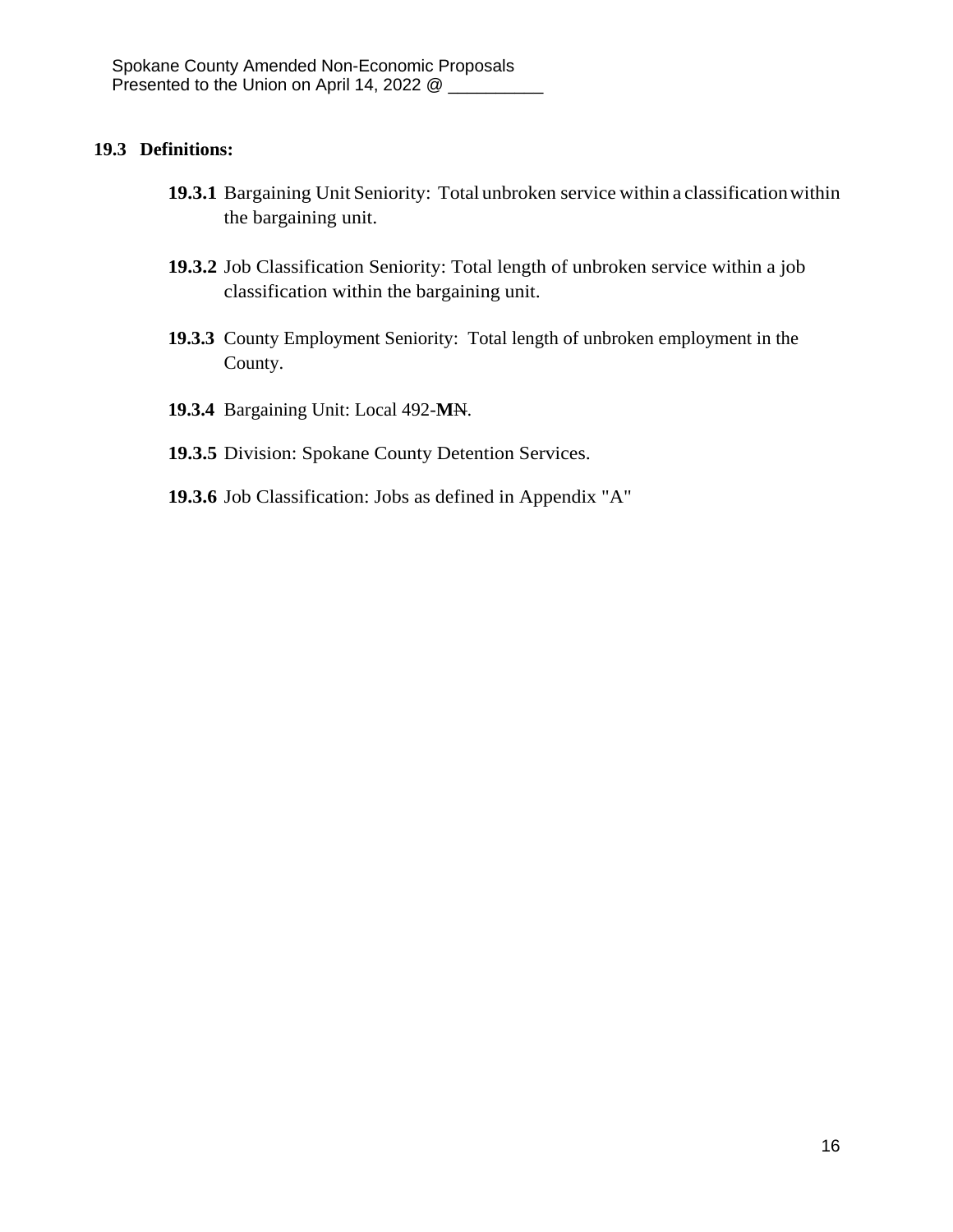### 19.3 Definitions:

**19.3.1** Bargaining Unit Seniority: Total unbroken service within a classification within the bargaining unit.

**19.3.2** Job Classification Seniority: Total length of unbroken service within a job classification within the bargaining unit.

**19.3.3** County Employment Seniority: Total length of unbroken employment in the County.

**19.3.4** Bargaining Unit: Local 492-**M**~~N~~.

**19.3.5** Division: Spokane County Detention Services.

**19.3.6** Job Classification: Jobs as defined in Appendix "A"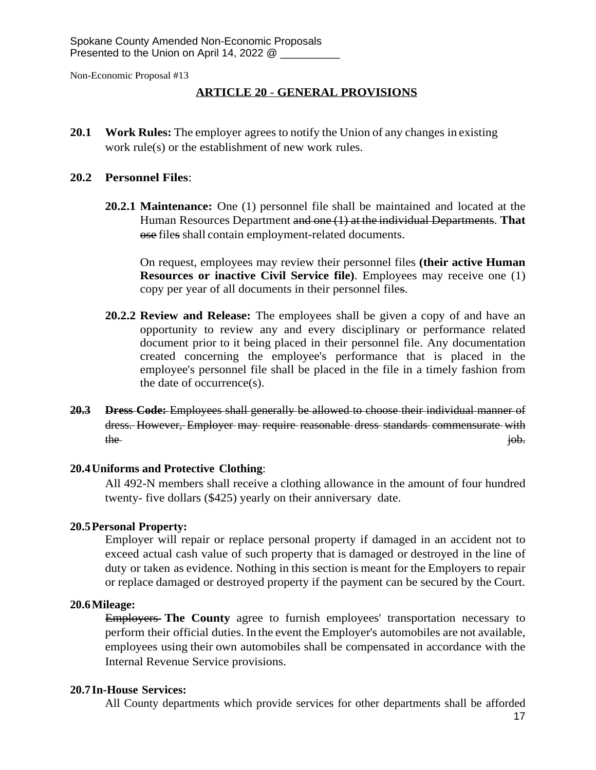Spokane County Amended Non-Economic Proposals
Presented to the Union on April 14, 2022 @ __________

Non-Economic Proposal #13

## ARTICLE 20 - GENERAL PROVISIONS

**20.1 Work Rules:** The employer agrees to notify the Union of any changes in existing work rule(s) or the establishment of new work rules.

**20.2 Personnel Files**:

**20.2.1 Maintenance:** One (1) personnel file shall be maintained and located at the Human Resources Department ~~and one (1) at the individual Departments~~. **That** ~~ose~~ file~~s~~ shall contain employment-related documents.

On request, employees may review their personnel files **(their active Human Resources or inactive Civil Service file)**. Employees may receive one (1) copy per year of all documents in their personnel file~~s~~.

**20.2.2 Review and Release:** The employees shall be given a copy of and have an opportunity to review any and every disciplinary or performance related document prior to it being placed in their personnel file. Any documentation created concerning the employee's performance that is placed in the employee's personnel file shall be placed in the file in a timely fashion from the date of occurrence(s).

~~**20.3 Dress Code:** Employees shall generally be allowed to choose their individual manner of dress. However, Employer may require reasonable dress standards commensurate with the job.~~

**20.4 Uniforms and Protective Clothing**:

All 492-N members shall receive a clothing allowance in the amount of four hundred twenty- five dollars ($425) yearly on their anniversary date.

**20.5 Personal Property:**

Employer will repair or replace personal property if damaged in an accident not to exceed actual cash value of such property that is damaged or destroyed in the line of duty or taken as evidence. Nothing in this section is meant for the Employers to repair or replace damaged or destroyed property if the payment can be secured by the Court.

**20.6 Mileage:**

~~Employers~~ **The County** agree to furnish employees' transportation necessary to perform their official duties. In the event the Employer's automobiles are not available, employees using their own automobiles shall be compensated in accordance with the Internal Revenue Service provisions.

**20.7 In-House Services:**

All County departments which provide services for other departments shall be afforded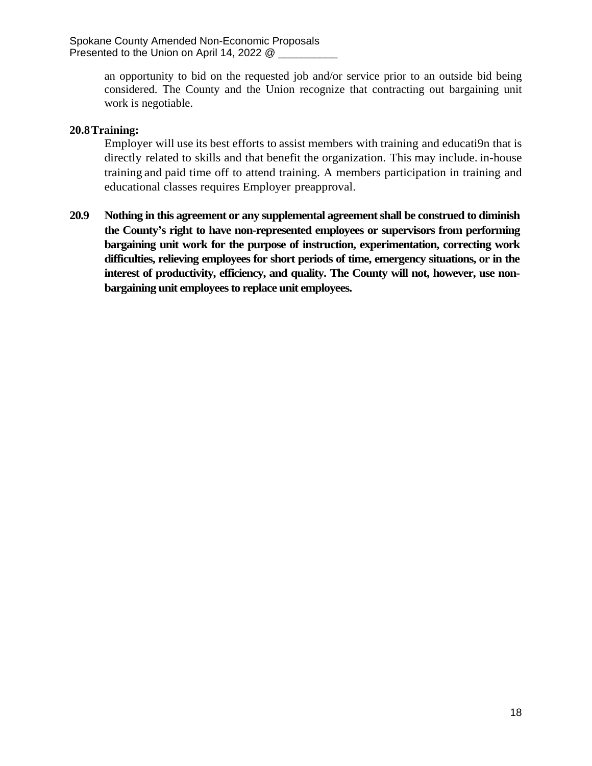an opportunity to bid on the requested job and/or service prior to an outside bid being considered. The County and the Union recognize that contracting out bargaining unit work is negotiable.

**20.8 Training:**

Employer will use its best efforts to assist members with training and educati9n that is directly related to skills and that benefit the organization. This may include. in-house training and paid time off to attend training. A members participation in training and educational classes requires Employer preapproval.

**20.9 Nothing in this agreement or any supplemental agreement shall be construed to diminish the County's right to have non-represented employees or supervisors from performing bargaining unit work for the purpose of instruction, experimentation, correcting work difficulties, relieving employees for short periods of time, emergency situations, or in the interest of productivity, efficiency, and quality. The County will not, however, use non-bargaining unit employees to replace unit employees.**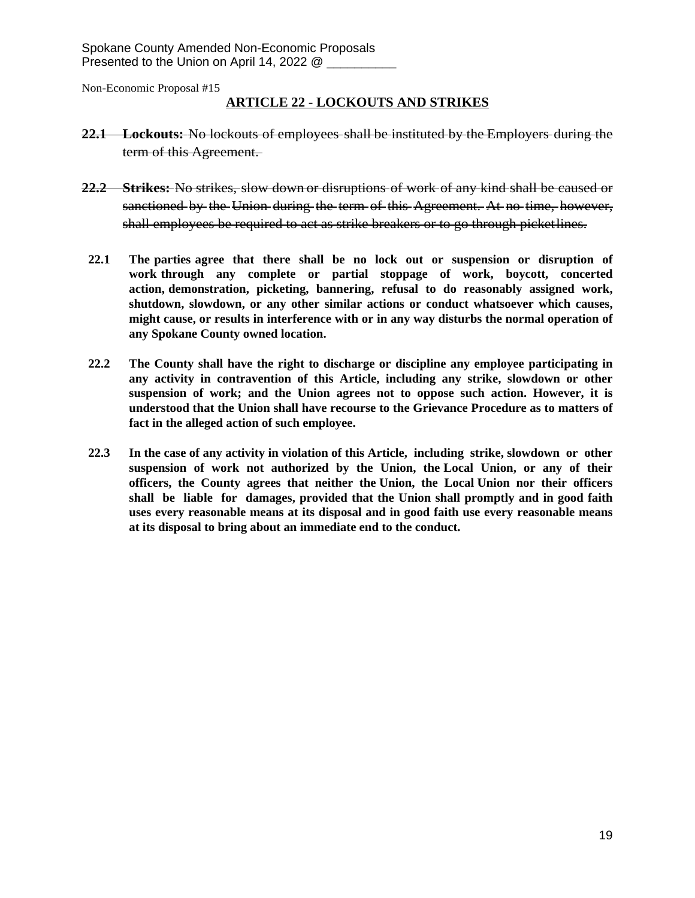Spokane County Amended Non-Economic Proposals
Presented to the Union on April 14, 2022 @ __________

Non-Economic Proposal #15

## ARTICLE 22 - LOCKOUTS AND STRIKES

~~**22.1 Lockouts:** No lockouts of employees shall be instituted by the Employers during the term of this Agreement.~~

~~**22.2 Strikes:** No strikes, slow down or disruptions of work of any kind shall be caused or sanctioned by the Union during the term of this Agreement. At no time, however, shall employees be required to act as strike breakers or to go through picket lines.~~

**22.1 The parties agree that there shall be no lock out or suspension or disruption of work through any complete or partial stoppage of work, boycott, concerted action, demonstration, picketing, bannering, refusal to do reasonably assigned work, shutdown, slowdown, or any other similar actions or conduct whatsoever which causes, might cause, or results in interference with or in any way disturbs the normal operation of any Spokane County owned location.**

**22.2 The County shall have the right to discharge or discipline any employee participating in any activity in contravention of this Article, including any strike, slowdown or other suspension of work; and the Union agrees not to oppose such action. However, it is understood that the Union shall have recourse to the Grievance Procedure as to matters of fact in the alleged action of such employee.**

**22.3 In the case of any activity in violation of this Article, including strike, slowdown or other suspension of work not authorized by the Union, the Local Union, or any of their officers, the County agrees that neither the Union, the Local Union nor their officers shall be liable for damages, provided that the Union shall promptly and in good faith uses every reasonable means at its disposal and in good faith use every reasonable means at its disposal to bring about an immediate end to the conduct.**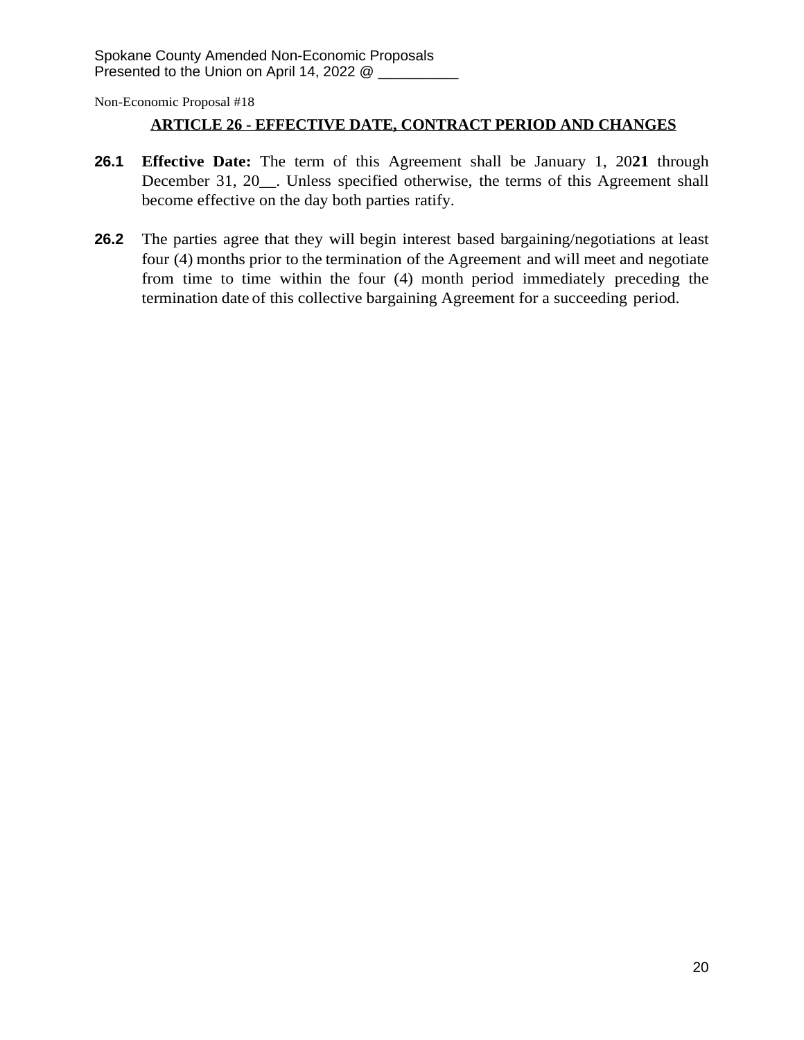Spokane County Amended Non-Economic Proposals
Presented to the Union on April 14, 2022 @ __________

Non-Economic Proposal #18

## ARTICLE 26 - EFFECTIVE DATE, CONTRACT PERIOD AND CHANGES

**26.1** **Effective Date:** The term of this Agreement shall be January 1, 20**21** through December 31, 20__. Unless specified otherwise, the terms of this Agreement shall become effective on the day both parties ratify.

**26.2** The parties agree that they will begin interest based bargaining/negotiations at least four (4) months prior to the termination of the Agreement and will meet and negotiate from time to time within the four (4) month period immediately preceding the termination date of this collective bargaining Agreement for a succeeding period.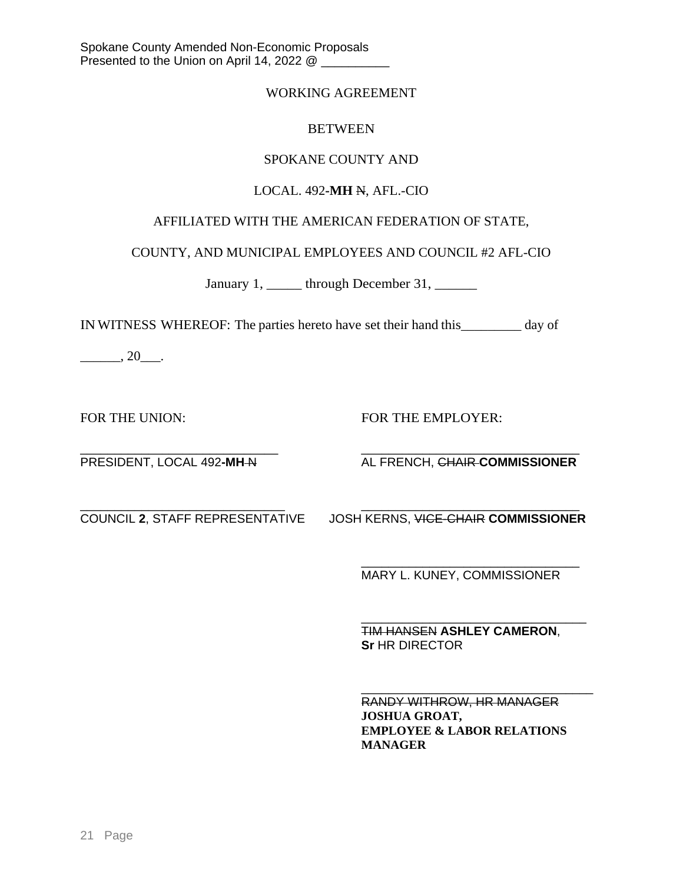Spokane County Amended Non-Economic Proposals
Presented to the Union on April 14, 2022 @ __________

WORKING AGREEMENT

BETWEEN

SPOKANE COUNTY AND

LOCAL. 492-**MH** ~~N~~, AFL.-CIO

AFFILIATED WITH THE AMERICAN FEDERATION OF STATE,

COUNTY, AND MUNICIPAL EMPLOYEES AND COUNCIL #2 AFL-CIO

January 1, _____ through December 31, ______

IN WITNESS WHEREOF: The parties hereto have set their hand this_________ day of ______, 20___.

| FOR THE UNION: | FOR THE EMPLOYER: |
|---|---|
| ______________________________ PRESIDENT, LOCAL 492-**MH** ~~N~~ | ______________________________ AL FRENCH, ~~CHAIR~~ **COMMISSIONER** |
| ______________________________ COUNCIL **2**, STAFF REPRESENTATIVE | ______________________________ JOSH KERNS, ~~VICE-CHAIR~~ **COMMISSIONER** |
| | ______________________________ MARY L. KUNEY, COMMISSIONER |
| | ______________________________ ~~TIM HANSEN~~ **ASHLEY CAMERON**, **Sr** HR DIRECTOR |
| | ______________________________ ~~RANDY WITHROW, HR MANAGER~~ **JOSHUA GROAT, EMPLOYEE & LABOR RELATIONS MANAGER** |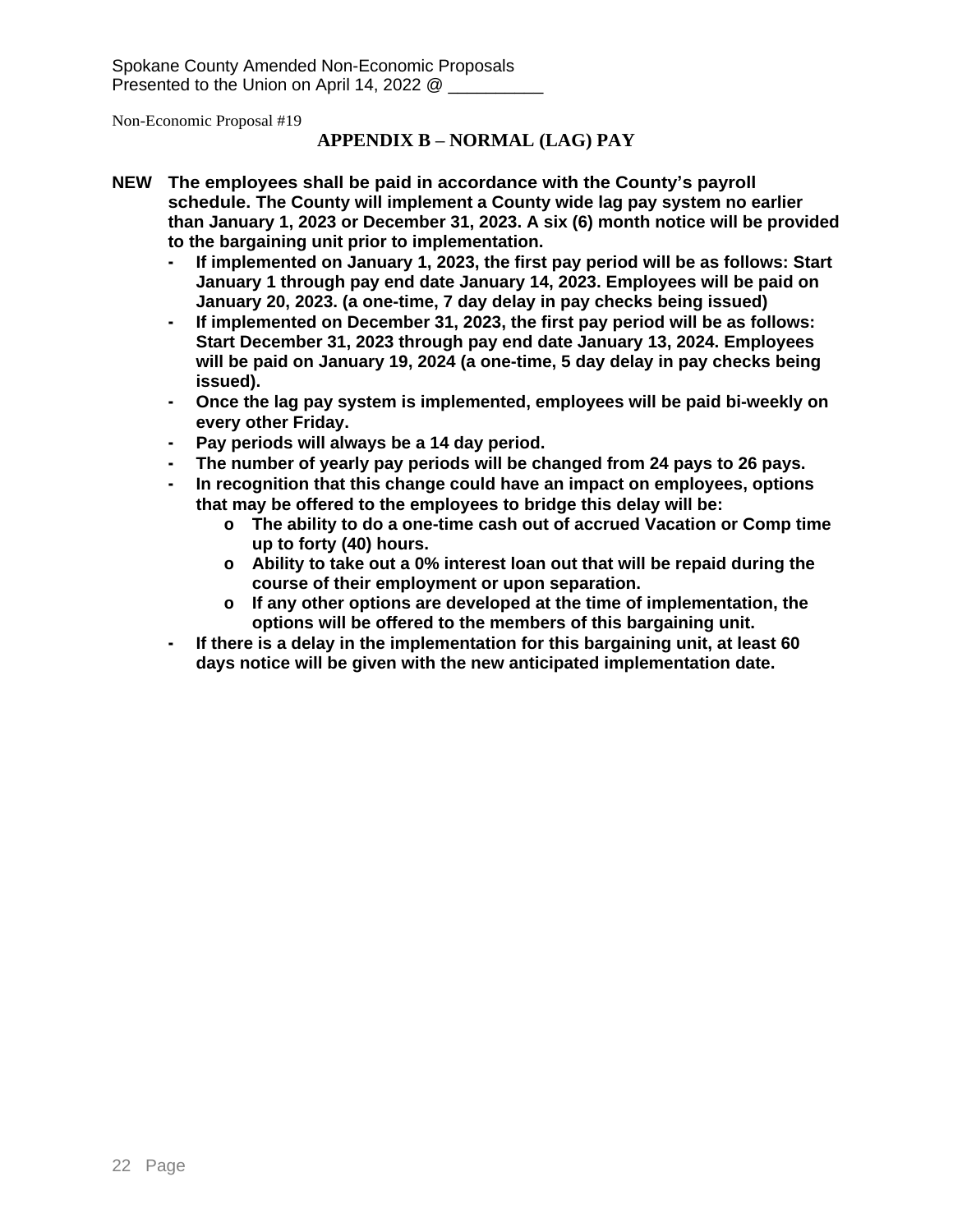Spokane County Amended Non-Economic Proposals
Presented to the Union on April 14, 2022 @ __________

Non-Economic Proposal #19

## APPENDIX B – NORMAL (LAG) PAY

**NEW** **The employees shall be paid in accordance with the County's payroll schedule. The County will implement a County wide lag pay system no earlier than January 1, 2023 or December 31, 2023. A six (6) month notice will be provided to the bargaining unit prior to implementation.**

- **If implemented on January 1, 2023, the first pay period will be as follows: Start January 1 through pay end date January 14, 2023. Employees will be paid on January 20, 2023. (a one-time, 7 day delay in pay checks being issued)**
- **If implemented on December 31, 2023, the first pay period will be as follows: Start December 31, 2023 through pay end date January 13, 2024. Employees will be paid on January 19, 2024 (a one-time, 5 day delay in pay checks being issued).**
- **Once the lag pay system is implemented, employees will be paid bi-weekly on every other Friday.**
- **Pay periods will always be a 14 day period.**
- **The number of yearly pay periods will be changed from 24 pays to 26 pays.**
- **In recognition that this change could have an impact on employees, options that may be offered to the employees to bridge this delay will be:**
  - **The ability to do a one-time cash out of accrued Vacation or Comp time up to forty (40) hours.**
  - **Ability to take out a 0% interest loan out that will be repaid during the course of their employment or upon separation.**
  - **If any other options are developed at the time of implementation, the options will be offered to the members of this bargaining unit.**
- **If there is a delay in the implementation for this bargaining unit, at least 60 days notice will be given with the new anticipated implementation date.**